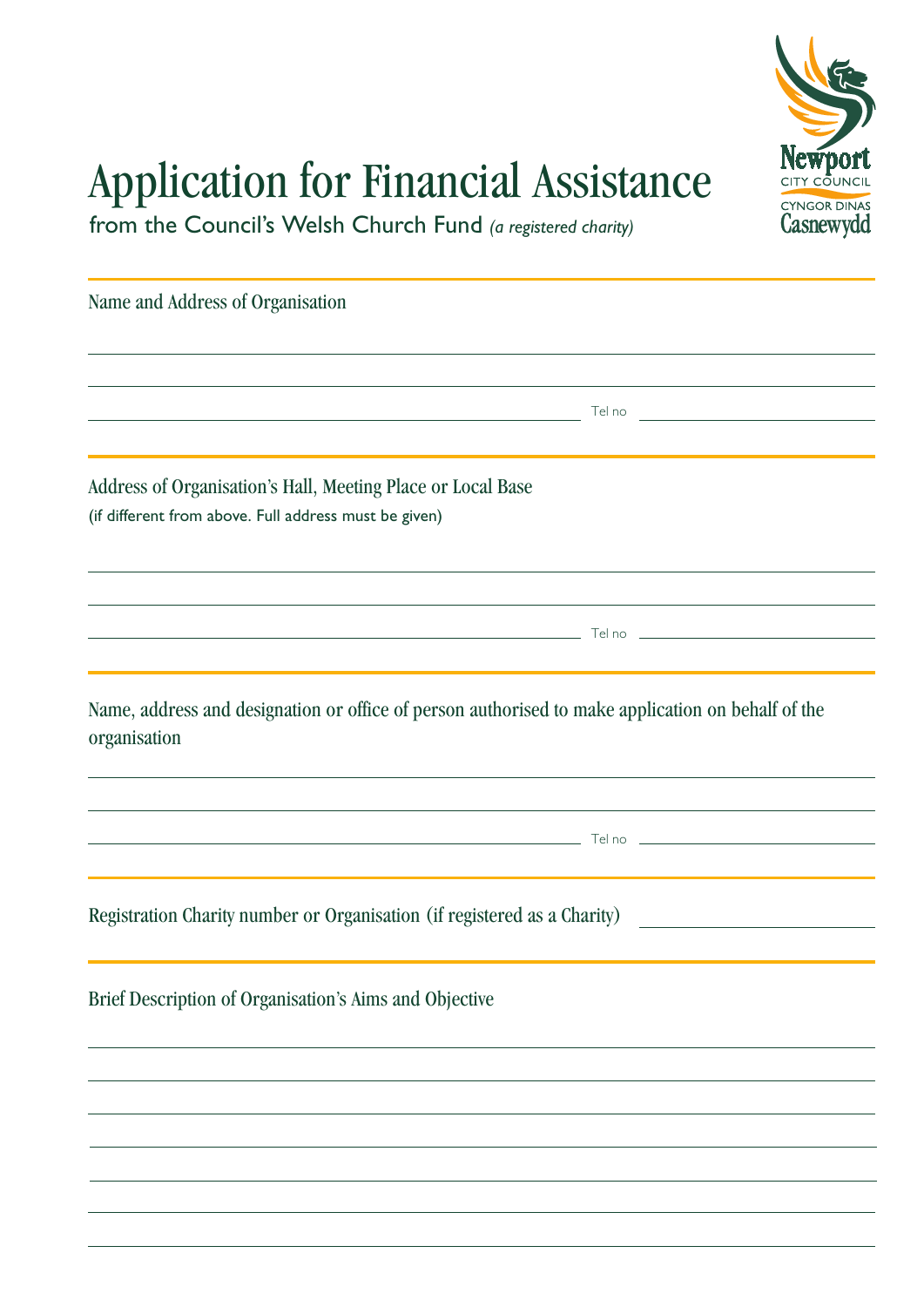Newport
CITY COUNCIL
CYNGOR DINAS
Casnewydd

# Application for Financial Assistance

from the Council's Welsh Church Fund *(a registered charity)*

Name and Address of Organisation

\_\_\_\_\_\_\_\_\_\_\_\_\_\_\_\_\_\_\_\_\_\_\_\_\_\_\_\_\_\_\_\_\_\_\_\_\_\_\_\_

\_\_\_\_\_\_\_\_\_\_\_\_\_\_\_\_\_\_\_\_\_\_\_\_\_\_\_\_\_\_\_\_\_\_\_\_\_\_\_\_

\_\_\_\_\_\_\_\_\_\_\_\_\_\_\_\_\_\_\_\_\_\_\_\_\_\_\_\_ Tel no \_\_\_\_\_\_\_\_\_\_\_\_\_\_\_\_

Address of Organisation's Hall, Meeting Place or Local Base
(if different from above. Full address must be given)

\_\_\_\_\_\_\_\_\_\_\_\_\_\_\_\_\_\_\_\_\_\_\_\_\_\_\_\_\_\_\_\_\_\_\_\_\_\_\_\_

\_\_\_\_\_\_\_\_\_\_\_\_\_\_\_\_\_\_\_\_\_\_\_\_\_\_\_\_\_\_\_\_\_\_\_\_\_\_\_\_

\_\_\_\_\_\_\_\_\_\_\_\_\_\_\_\_\_\_\_\_\_\_\_\_\_\_\_\_ Tel no \_\_\_\_\_\_\_\_\_\_\_\_\_\_\_\_

Name, address and designation or office of person authorised to make application on behalf of the organisation

\_\_\_\_\_\_\_\_\_\_\_\_\_\_\_\_\_\_\_\_\_\_\_\_\_\_\_\_\_\_\_\_\_\_\_\_\_\_\_\_

\_\_\_\_\_\_\_\_\_\_\_\_\_\_\_\_\_\_\_\_\_\_\_\_\_\_\_\_\_\_\_\_\_\_\_\_\_\_\_\_

\_\_\_\_\_\_\_\_\_\_\_\_\_\_\_\_\_\_\_\_\_\_\_\_\_\_\_\_ Tel no \_\_\_\_\_\_\_\_\_\_\_\_\_\_\_\_

Registration Charity number or Organisation (if registered as a Charity) \_\_\_\_\_\_\_\_\_\_\_\_\_\_\_\_

Brief Description of Organisation's Aims and Objective

\_\_\_\_\_\_\_\_\_\_\_\_\_\_\_\_\_\_\_\_\_\_\_\_\_\_\_\_\_\_\_\_\_\_\_\_\_\_\_\_

\_\_\_\_\_\_\_\_\_\_\_\_\_\_\_\_\_\_\_\_\_\_\_\_\_\_\_\_\_\_\_\_\_\_\_\_\_\_\_\_

\_\_\_\_\_\_\_\_\_\_\_\_\_\_\_\_\_\_\_\_\_\_\_\_\_\_\_\_\_\_\_\_\_\_\_\_\_\_\_\_

\_\_\_\_\_\_\_\_\_\_\_\_\_\_\_\_\_\_\_\_\_\_\_\_\_\_\_\_\_\_\_\_\_\_\_\_\_\_\_\_

\_\_\_\_\_\_\_\_\_\_\_\_\_\_\_\_\_\_\_\_\_\_\_\_\_\_\_\_\_\_\_\_\_\_\_\_\_\_\_\_

\_\_\_\_\_\_\_\_\_\_\_\_\_\_\_\_\_\_\_\_\_\_\_\_\_\_\_\_\_\_\_\_\_\_\_\_\_\_\_\_

\_\_\_\_\_\_\_\_\_\_\_\_\_\_\_\_\_\_\_\_\_\_\_\_\_\_\_\_\_\_\_\_\_\_\_\_\_\_\_\_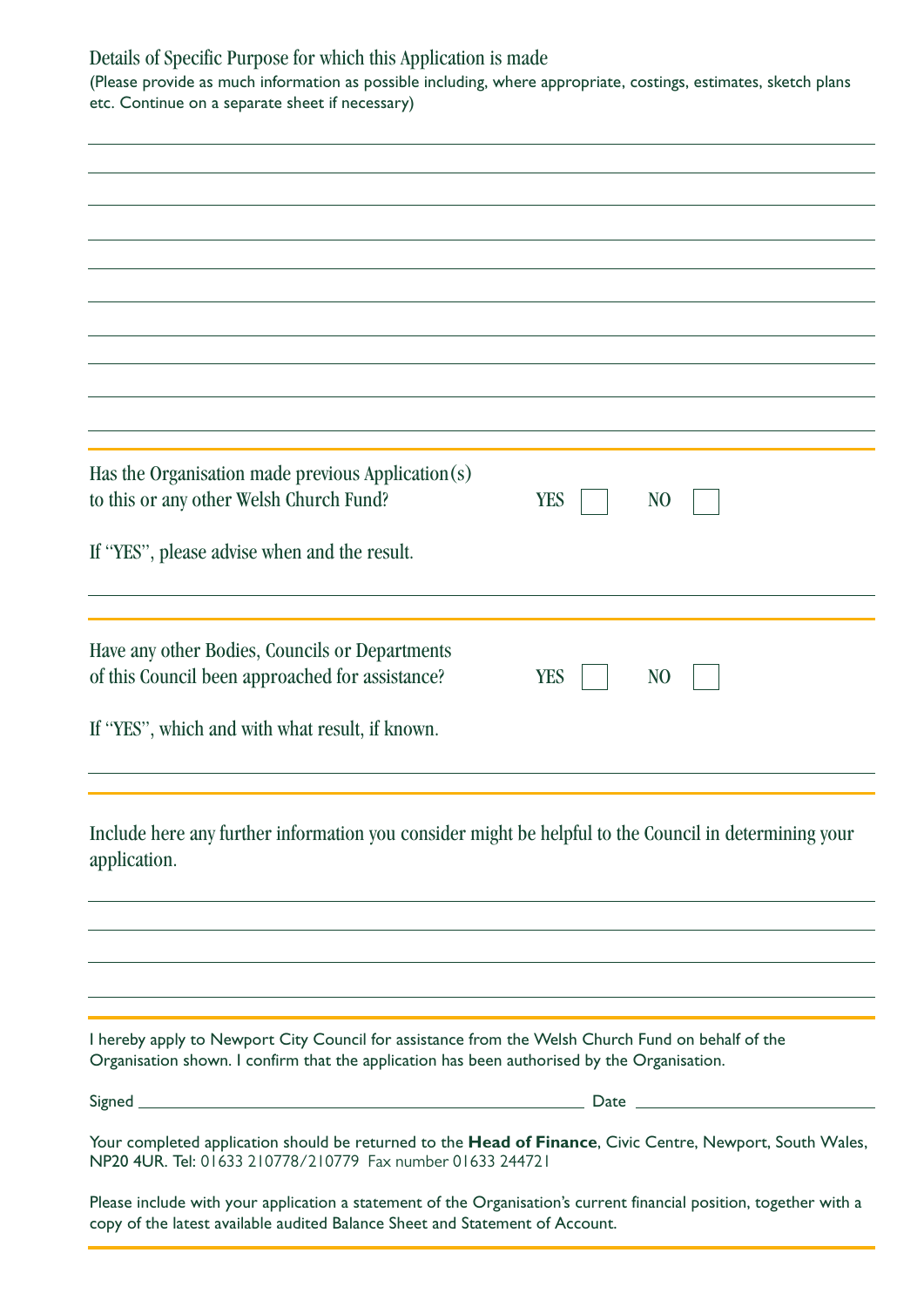Details of Specific Purpose for which this Application is made

(Please provide as much information as possible including, where appropriate, costings, estimates, sketch plans etc. Continue on a separate sheet if necessary)

---

Has the Organisation made previous Application(s) to this or any other Welsh Church Fund? YES ☐ NO ☐

If "YES", please advise when and the result.

---

Have any other Bodies, Councils or Departments of this Council been approached for assistance? YES ☐ NO ☐

If "YES", which and with what result, if known.

---

Include here any further information you consider might be helpful to the Council in determining your application.

---

I hereby apply to Newport City Council for assistance from the Welsh Church Fund on behalf of the Organisation shown. I confirm that the application has been authorised by the Organisation.

Signed ______________________ Date ______________

Your completed application should be returned to the **Head of Finance**, Civic Centre, Newport, South Wales, NP20 4UR. Tel: 01633 210778/210779 Fax number 01633 244721

Please include with your application a statement of the Organisation's current financial position, together with a copy of the latest available audited Balance Sheet and Statement of Account.